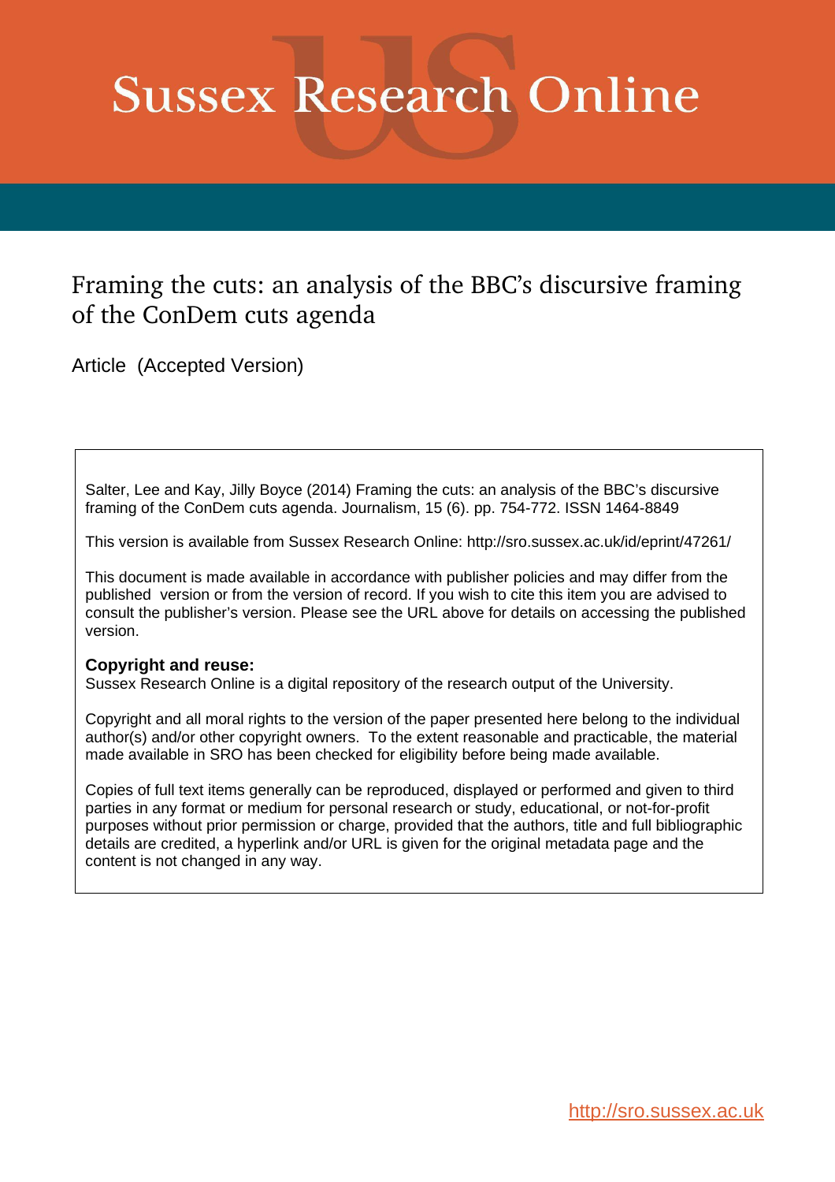# Sussex Research Online

## Framing the cuts: an analysis of the BBC's discursive framing of the ConDem cuts agenda

Article (Accepted Version)

Salter, Lee and Kay, Jilly Boyce (2014) Framing the cuts: an analysis of the BBC's discursive framing of the ConDem cuts agenda. Journalism, 15 (6). pp. 754-772. ISSN 1464-8849

This version is available from Sussex Research Online: http://sro.sussex.ac.uk/id/eprint/47261/

This document is made available in accordance with publisher policies and may differ from the published version or from the version of record. If you wish to cite this item you are advised to consult the publisher's version. Please see the URL above for details on accessing the published version.

**Copyright and reuse:**
Sussex Research Online is a digital repository of the research output of the University.

Copyright and all moral rights to the version of the paper presented here belong to the individual author(s) and/or other copyright owners. To the extent reasonable and practicable, the material made available in SRO has been checked for eligibility before being made available.

Copies of full text items generally can be reproduced, displayed or performed and given to third parties in any format or medium for personal research or study, educational, or not-for-profit purposes without prior permission or charge, provided that the authors, title and full bibliographic details are credited, a hyperlink and/or URL is given for the original metadata page and the content is not changed in any way.

http://sro.sussex.ac.uk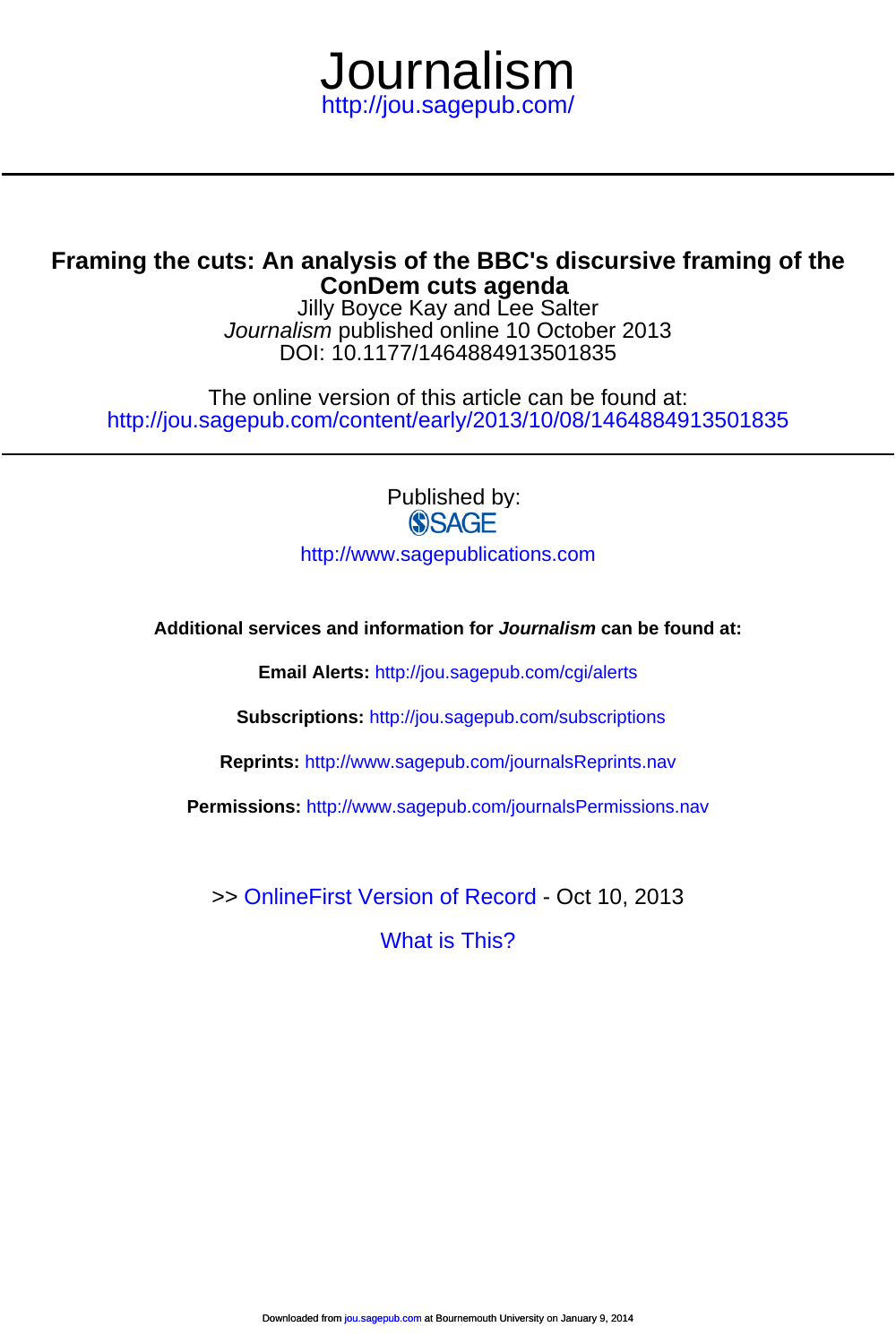# Journalism

http://jou.sagepub.com/

## Framing the cuts: An analysis of the BBC's discursive framing of the ConDem cuts agenda

Jilly Boyce Kay and Lee Salter

*Journalism* published online 10 October 2013

DOI: 10.1177/1464884913501835

The online version of this article can be found at:

http://jou.sagepub.com/content/early/2013/10/08/1464884913501835

Published by:

SAGE

http://www.sagepublications.com

**Additional services and information for *Journalism* can be found at:**

**Email Alerts:** http://jou.sagepub.com/cgi/alerts

**Subscriptions:** http://jou.sagepub.com/subscriptions

**Reprints:** http://www.sagepub.com/journalsReprints.nav

**Permissions:** http://www.sagepub.com/journalsPermissions.nav

>> OnlineFirst Version of Record - Oct 10, 2013

What is This?

Downloaded from jou.sagepub.com at Bournemouth University on January 9, 2014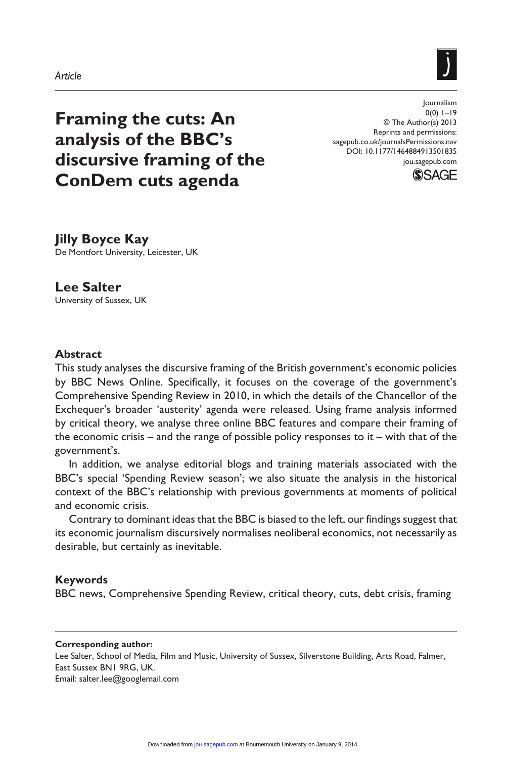*Article*

# Framing the cuts: An analysis of the BBC's discursive framing of the ConDem cuts agenda

Journalism
0(0) 1–19
© The Author(s) 2013
Reprints and permissions:
sagepub.co.uk/journalsPermissions.nav
DOI: 10.1177/1464884913501835
jou.sagepub.com

**Jilly Boyce Kay**
De Montfort University, Leicester, UK

**Lee Salter**
University of Sussex, UK

## Abstract

This study analyses the discursive framing of the British government's economic policies by BBC News Online. Specifically, it focuses on the coverage of the government's Comprehensive Spending Review in 2010, in which the details of the Chancellor of the Exchequer's broader 'austerity' agenda were released. Using frame analysis informed by critical theory, we analyse three online BBC features and compare their framing of the economic crisis – and the range of possible policy responses to it – with that of the government's.

In addition, we analyse editorial blogs and training materials associated with the BBC's special 'Spending Review season'; we also situate the analysis in the historical context of the BBC's relationship with previous governments at moments of political and economic crisis.

Contrary to dominant ideas that the BBC is biased to the left, our findings suggest that its economic journalism discursively normalises neoliberal economics, not necessarily as desirable, but certainly as inevitable.

## Keywords

BBC news, Comprehensive Spending Review, critical theory, cuts, debt crisis, framing

**Corresponding author:**
Lee Salter, School of Media, Film and Music, University of Sussex, Silverstone Building, Arts Road, Falmer, East Sussex BN1 9RG, UK.
Email: salter.lee@googlemail.com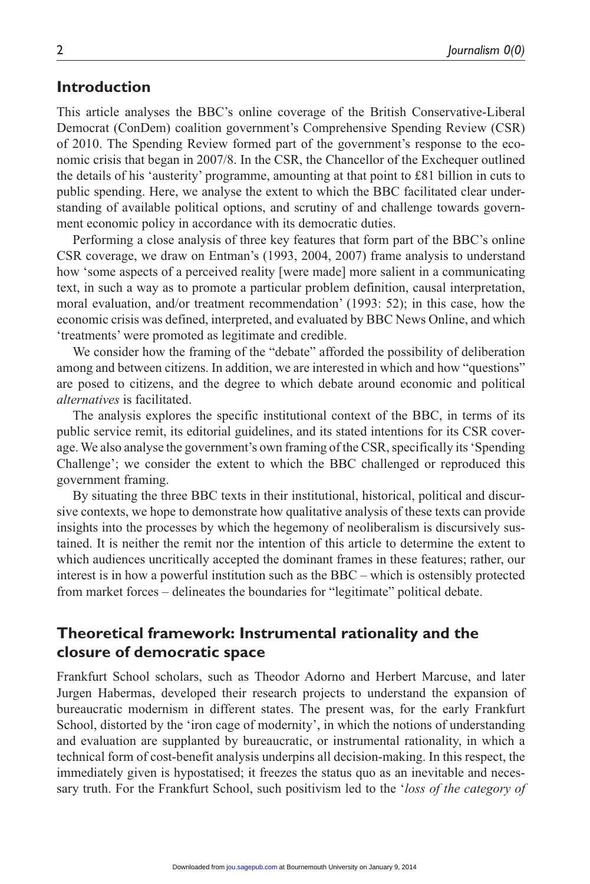## Introduction

This article analyses the BBC's online coverage of the British Conservative-Liberal Democrat (ConDem) coalition government's Comprehensive Spending Review (CSR) of 2010. The Spending Review formed part of the government's response to the economic crisis that began in 2007/8. In the CSR, the Chancellor of the Exchequer outlined the details of his 'austerity' programme, amounting at that point to £81 billion in cuts to public spending. Here, we analyse the extent to which the BBC facilitated clear understanding of available political options, and scrutiny of and challenge towards government economic policy in accordance with its democratic duties.

Performing a close analysis of three key features that form part of the BBC's online CSR coverage, we draw on Entman's (1993, 2004, 2007) frame analysis to understand how 'some aspects of a perceived reality [were made] more salient in a communicating text, in such a way as to promote a particular problem definition, causal interpretation, moral evaluation, and/or treatment recommendation' (1993: 52); in this case, how the economic crisis was defined, interpreted, and evaluated by BBC News Online, and which 'treatments' were promoted as legitimate and credible.

We consider how the framing of the "debate" afforded the possibility of deliberation among and between citizens. In addition, we are interested in which and how "questions" are posed to citizens, and the degree to which debate around economic and political *alternatives* is facilitated.

The analysis explores the specific institutional context of the BBC, in terms of its public service remit, its editorial guidelines, and its stated intentions for its CSR coverage. We also analyse the government's own framing of the CSR, specifically its 'Spending Challenge'; we consider the extent to which the BBC challenged or reproduced this government framing.

By situating the three BBC texts in their institutional, historical, political and discursive contexts, we hope to demonstrate how qualitative analysis of these texts can provide insights into the processes by which the hegemony of neoliberalism is discursively sustained. It is neither the remit nor the intention of this article to determine the extent to which audiences uncritically accepted the dominant frames in these features; rather, our interest is in how a powerful institution such as the BBC – which is ostensibly protected from market forces – delineates the boundaries for "legitimate" political debate.

## Theoretical framework: Instrumental rationality and the closure of democratic space

Frankfurt School scholars, such as Theodor Adorno and Herbert Marcuse, and later Jurgen Habermas, developed their research projects to understand the expansion of bureaucratic modernism in different states. The present was, for the early Frankfurt School, distorted by the 'iron cage of modernity', in which the notions of understanding and evaluation are supplanted by bureaucratic, or instrumental rationality, in which a technical form of cost-benefit analysis underpins all decision-making. In this respect, the immediately given is hypostatised; it freezes the status quo as an inevitable and necessary truth. For the Frankfurt School, such positivism led to the '*loss of the category of*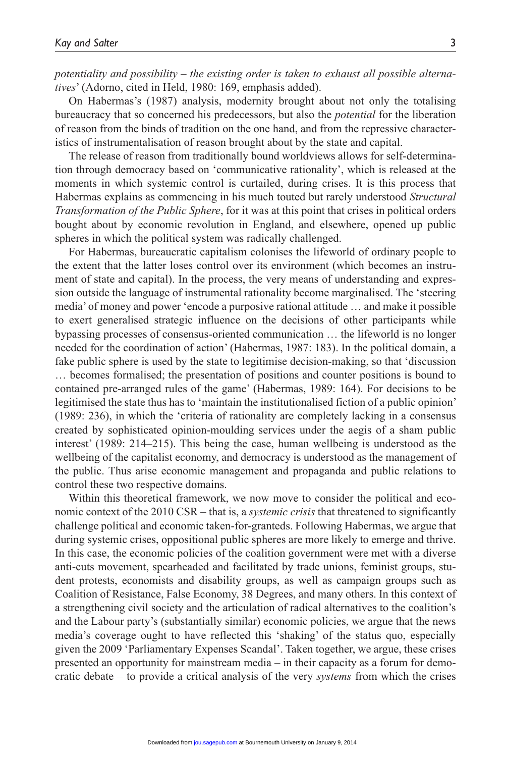*potentiality and possibility – the existing order is taken to exhaust all possible alternatives*' (Adorno, cited in Held, 1980: 169, emphasis added).

On Habermas's (1987) analysis, modernity brought about not only the totalising bureaucracy that so concerned his predecessors, but also the *potential* for the liberation of reason from the binds of tradition on the one hand, and from the repressive characteristics of instrumentalisation of reason brought about by the state and capital.

The release of reason from traditionally bound worldviews allows for self-determination through democracy based on 'communicative rationality', which is released at the moments in which systemic control is curtailed, during crises. It is this process that Habermas explains as commencing in his much touted but rarely understood *Structural Transformation of the Public Sphere*, for it was at this point that crises in political orders bought about by economic revolution in England, and elsewhere, opened up public spheres in which the political system was radically challenged.

For Habermas, bureaucratic capitalism colonises the lifeworld of ordinary people to the extent that the latter loses control over its environment (which becomes an instrument of state and capital). In the process, the very means of understanding and expression outside the language of instrumental rationality become marginalised. The 'steering media' of money and power 'encode a purposive rational attitude … and make it possible to exert generalised strategic influence on the decisions of other participants while bypassing processes of consensus-oriented communication … the lifeworld is no longer needed for the coordination of action' (Habermas, 1987: 183). In the political domain, a fake public sphere is used by the state to legitimise decision-making, so that 'discussion … becomes formalised; the presentation of positions and counter positions is bound to contained pre-arranged rules of the game' (Habermas, 1989: 164). For decisions to be legitimised the state thus has to 'maintain the institutionalised fiction of a public opinion' (1989: 236), in which the 'criteria of rationality are completely lacking in a consensus created by sophisticated opinion-moulding services under the aegis of a sham public interest' (1989: 214–215). This being the case, human wellbeing is understood as the wellbeing of the capitalist economy, and democracy is understood as the management of the public. Thus arise economic management and propaganda and public relations to control these two respective domains.

Within this theoretical framework, we now move to consider the political and economic context of the 2010 CSR – that is, a *systemic crisis* that threatened to significantly challenge political and economic taken-for-granteds. Following Habermas, we argue that during systemic crises, oppositional public spheres are more likely to emerge and thrive. In this case, the economic policies of the coalition government were met with a diverse anti-cuts movement, spearheaded and facilitated by trade unions, feminist groups, student protests, economists and disability groups, as well as campaign groups such as Coalition of Resistance, False Economy, 38 Degrees, and many others. In this context of a strengthening civil society and the articulation of radical alternatives to the coalition's and the Labour party's (substantially similar) economic policies, we argue that the news media's coverage ought to have reflected this 'shaking' of the status quo, especially given the 2009 'Parliamentary Expenses Scandal'. Taken together, we argue, these crises presented an opportunity for mainstream media – in their capacity as a forum for democratic debate – to provide a critical analysis of the very *systems* from which the crises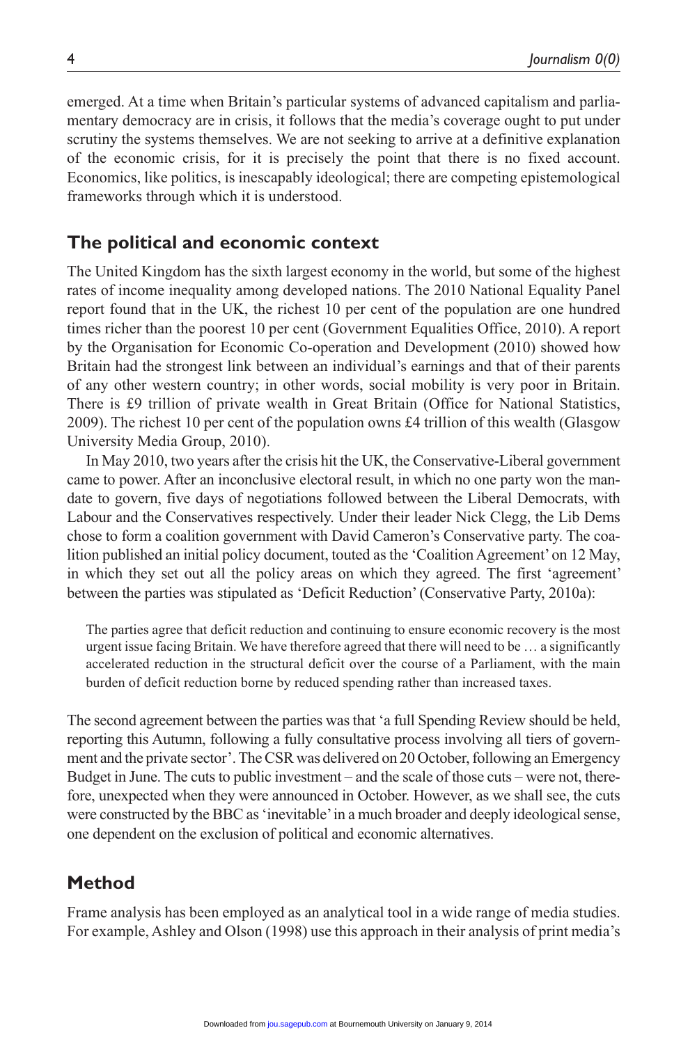emerged. At a time when Britain's particular systems of advanced capitalism and parliamentary democracy are in crisis, it follows that the media's coverage ought to put under scrutiny the systems themselves. We are not seeking to arrive at a definitive explanation of the economic crisis, for it is precisely the point that there is no fixed account. Economics, like politics, is inescapably ideological; there are competing epistemological frameworks through which it is understood.

## The political and economic context

The United Kingdom has the sixth largest economy in the world, but some of the highest rates of income inequality among developed nations. The 2010 National Equality Panel report found that in the UK, the richest 10 per cent of the population are one hundred times richer than the poorest 10 per cent (Government Equalities Office, 2010). A report by the Organisation for Economic Co-operation and Development (2010) showed how Britain had the strongest link between an individual's earnings and that of their parents of any other western country; in other words, social mobility is very poor in Britain. There is £9 trillion of private wealth in Great Britain (Office for National Statistics, 2009). The richest 10 per cent of the population owns £4 trillion of this wealth (Glasgow University Media Group, 2010).

In May 2010, two years after the crisis hit the UK, the Conservative-Liberal government came to power. After an inconclusive electoral result, in which no one party won the mandate to govern, five days of negotiations followed between the Liberal Democrats, with Labour and the Conservatives respectively. Under their leader Nick Clegg, the Lib Dems chose to form a coalition government with David Cameron's Conservative party. The coalition published an initial policy document, touted as the 'Coalition Agreement' on 12 May, in which they set out all the policy areas on which they agreed. The first 'agreement' between the parties was stipulated as 'Deficit Reduction' (Conservative Party, 2010a):

> The parties agree that deficit reduction and continuing to ensure economic recovery is the most urgent issue facing Britain. We have therefore agreed that there will need to be … a significantly accelerated reduction in the structural deficit over the course of a Parliament, with the main burden of deficit reduction borne by reduced spending rather than increased taxes.

The second agreement between the parties was that 'a full Spending Review should be held, reporting this Autumn, following a fully consultative process involving all tiers of government and the private sector'. The CSR was delivered on 20 October, following an Emergency Budget in June. The cuts to public investment – and the scale of those cuts – were not, therefore, unexpected when they were announced in October. However, as we shall see, the cuts were constructed by the BBC as 'inevitable' in a much broader and deeply ideological sense, one dependent on the exclusion of political and economic alternatives.

## Method

Frame analysis has been employed as an analytical tool in a wide range of media studies. For example, Ashley and Olson (1998) use this approach in their analysis of print media's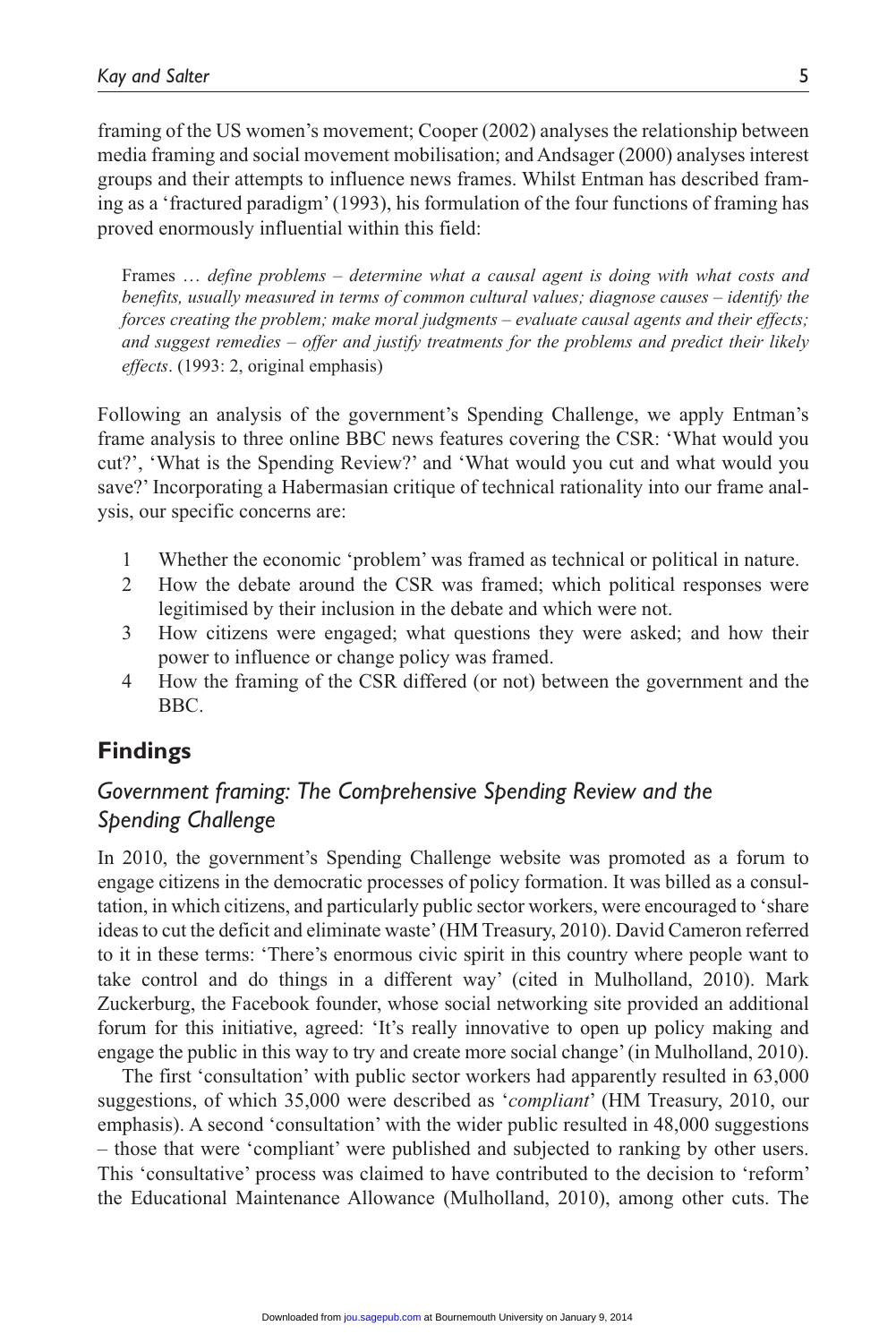framing of the US women's movement; Cooper (2002) analyses the relationship between media framing and social movement mobilisation; and Andsager (2000) analyses interest groups and their attempts to influence news frames. Whilst Entman has described framing as a 'fractured paradigm' (1993), his formulation of the four functions of framing has proved enormously influential within this field:

> Frames … *define problems – determine what a causal agent is doing with what costs and benefits, usually measured in terms of common cultural values; diagnose causes – identify the forces creating the problem; make moral judgments – evaluate causal agents and their effects; and suggest remedies – offer and justify treatments for the problems and predict their likely effects*. (1993: 2, original emphasis)

Following an analysis of the government's Spending Challenge, we apply Entman's frame analysis to three online BBC news features covering the CSR: 'What would you cut?', 'What is the Spending Review?' and 'What would you cut and what would you save?' Incorporating a Habermasian critique of technical rationality into our frame analysis, our specific concerns are:

1. Whether the economic 'problem' was framed as technical or political in nature.
2. How the debate around the CSR was framed; which political responses were legitimised by their inclusion in the debate and which were not.
3. How citizens were engaged; what questions they were asked; and how their power to influence or change policy was framed.
4. How the framing of the CSR differed (or not) between the government and the BBC.

## Findings

### *Government framing: The Comprehensive Spending Review and the Spending Challenge*

In 2010, the government's Spending Challenge website was promoted as a forum to engage citizens in the democratic processes of policy formation. It was billed as a consultation, in which citizens, and particularly public sector workers, were encouraged to 'share ideas to cut the deficit and eliminate waste' (HM Treasury, 2010). David Cameron referred to it in these terms: 'There's enormous civic spirit in this country where people want to take control and do things in a different way' (cited in Mulholland, 2010). Mark Zuckerburg, the Facebook founder, whose social networking site provided an additional forum for this initiative, agreed: 'It's really innovative to open up policy making and engage the public in this way to try and create more social change' (in Mulholland, 2010).

The first 'consultation' with public sector workers had apparently resulted in 63,000 suggestions, of which 35,000 were described as '*compliant*' (HM Treasury, 2010, our emphasis). A second 'consultation' with the wider public resulted in 48,000 suggestions – those that were 'compliant' were published and subjected to ranking by other users. This 'consultative' process was claimed to have contributed to the decision to 'reform' the Educational Maintenance Allowance (Mulholland, 2010), among other cuts. The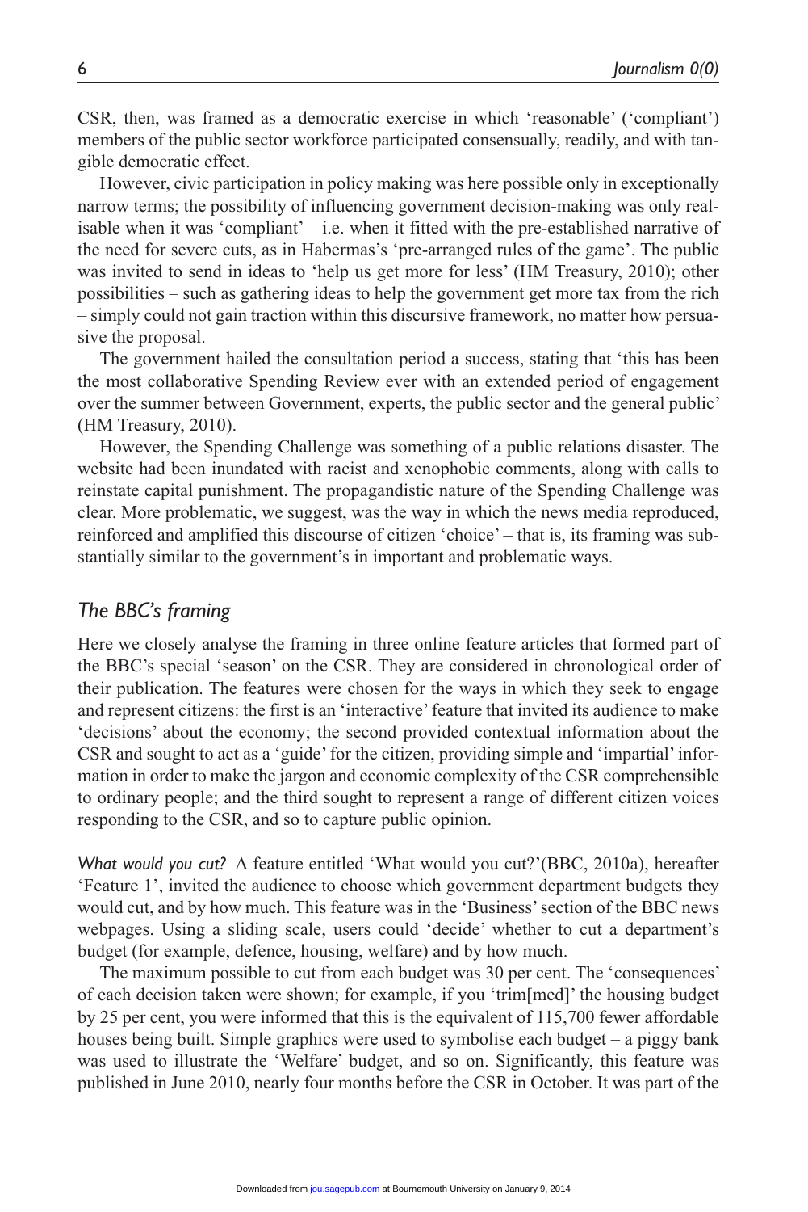CSR, then, was framed as a democratic exercise in which 'reasonable' ('compliant') members of the public sector workforce participated consensually, readily, and with tangible democratic effect.

However, civic participation in policy making was here possible only in exceptionally narrow terms; the possibility of influencing government decision-making was only realisable when it was 'compliant' – i.e. when it fitted with the pre-established narrative of the need for severe cuts, as in Habermas's 'pre-arranged rules of the game'. The public was invited to send in ideas to 'help us get more for less' (HM Treasury, 2010); other possibilities – such as gathering ideas to help the government get more tax from the rich – simply could not gain traction within this discursive framework, no matter how persuasive the proposal.

The government hailed the consultation period a success, stating that 'this has been the most collaborative Spending Review ever with an extended period of engagement over the summer between Government, experts, the public sector and the general public' (HM Treasury, 2010).

However, the Spending Challenge was something of a public relations disaster. The website had been inundated with racist and xenophobic comments, along with calls to reinstate capital punishment. The propagandistic nature of the Spending Challenge was clear. More problematic, we suggest, was the way in which the news media reproduced, reinforced and amplified this discourse of citizen 'choice' – that is, its framing was substantially similar to the government's in important and problematic ways.

## *The BBC's framing*

Here we closely analyse the framing in three online feature articles that formed part of the BBC's special 'season' on the CSR. They are considered in chronological order of their publication. The features were chosen for the ways in which they seek to engage and represent citizens: the first is an 'interactive' feature that invited its audience to make 'decisions' about the economy; the second provided contextual information about the CSR and sought to act as a 'guide' for the citizen, providing simple and 'impartial' information in order to make the jargon and economic complexity of the CSR comprehensible to ordinary people; and the third sought to represent a range of different citizen voices responding to the CSR, and so to capture public opinion.

*What would you cut?* A feature entitled 'What would you cut?'(BBC, 2010a), hereafter 'Feature 1', invited the audience to choose which government department budgets they would cut, and by how much. This feature was in the 'Business' section of the BBC news webpages. Using a sliding scale, users could 'decide' whether to cut a department's budget (for example, defence, housing, welfare) and by how much.

The maximum possible to cut from each budget was 30 per cent. The 'consequences' of each decision taken were shown; for example, if you 'trim[med]' the housing budget by 25 per cent, you were informed that this is the equivalent of 115,700 fewer affordable houses being built. Simple graphics were used to symbolise each budget – a piggy bank was used to illustrate the 'Welfare' budget, and so on. Significantly, this feature was published in June 2010, nearly four months before the CSR in October. It was part of the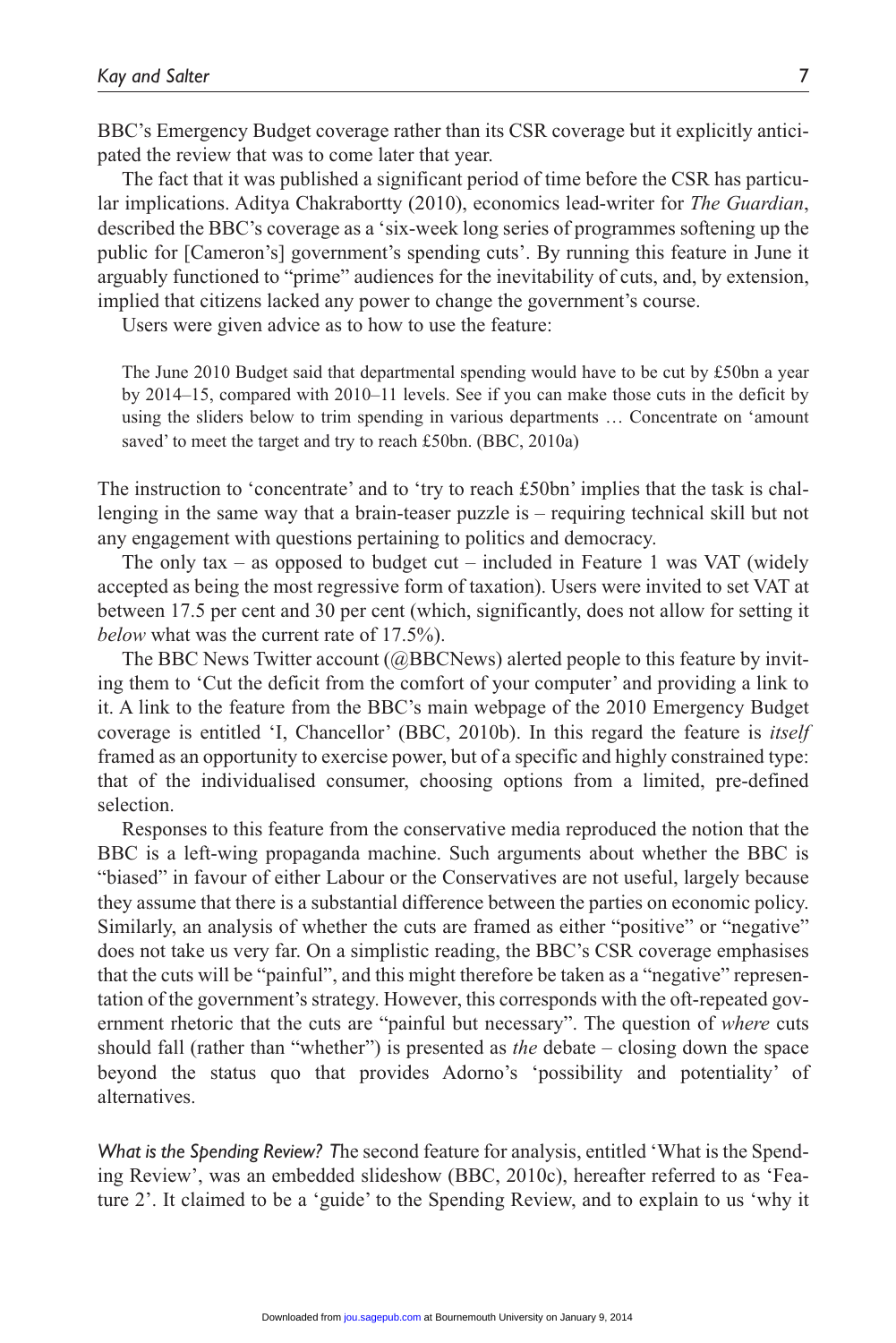BBC's Emergency Budget coverage rather than its CSR coverage but it explicitly anticipated the review that was to come later that year.

The fact that it was published a significant period of time before the CSR has particular implications. Aditya Chakrabortty (2010), economics lead-writer for *The Guardian*, described the BBC's coverage as a 'six-week long series of programmes softening up the public for [Cameron's] government's spending cuts'. By running this feature in June it arguably functioned to "prime" audiences for the inevitability of cuts, and, by extension, implied that citizens lacked any power to change the government's course.

Users were given advice as to how to use the feature:

> The June 2010 Budget said that departmental spending would have to be cut by £50bn a year by 2014–15, compared with 2010–11 levels. See if you can make those cuts in the deficit by using the sliders below to trim spending in various departments … Concentrate on 'amount saved' to meet the target and try to reach £50bn. (BBC, 2010a)

The instruction to 'concentrate' and to 'try to reach £50bn' implies that the task is challenging in the same way that a brain-teaser puzzle is – requiring technical skill but not any engagement with questions pertaining to politics and democracy.

The only tax – as opposed to budget cut – included in Feature 1 was VAT (widely accepted as being the most regressive form of taxation). Users were invited to set VAT at between 17.5 per cent and 30 per cent (which, significantly, does not allow for setting it *below* what was the current rate of 17.5%).

The BBC News Twitter account (@BBCNews) alerted people to this feature by inviting them to 'Cut the deficit from the comfort of your computer' and providing a link to it. A link to the feature from the BBC's main webpage of the 2010 Emergency Budget coverage is entitled 'I, Chancellor' (BBC, 2010b). In this regard the feature is *itself* framed as an opportunity to exercise power, but of a specific and highly constrained type: that of the individualised consumer, choosing options from a limited, pre-defined selection.

Responses to this feature from the conservative media reproduced the notion that the BBC is a left-wing propaganda machine. Such arguments about whether the BBC is "biased" in favour of either Labour or the Conservatives are not useful, largely because they assume that there is a substantial difference between the parties on economic policy. Similarly, an analysis of whether the cuts are framed as either "positive" or "negative" does not take us very far. On a simplistic reading, the BBC's CSR coverage emphasises that the cuts will be "painful", and this might therefore be taken as a "negative" representation of the government's strategy. However, this corresponds with the oft-repeated government rhetoric that the cuts are "painful but necessary". The question of *where* cuts should fall (rather than "whether") is presented as *the* debate – closing down the space beyond the status quo that provides Adorno's 'possibility and potentiality' of alternatives.

*What is the Spending Review?* The second feature for analysis, entitled 'What is the Spending Review', was an embedded slideshow (BBC, 2010c), hereafter referred to as 'Feature 2'. It claimed to be a 'guide' to the Spending Review, and to explain to us 'why it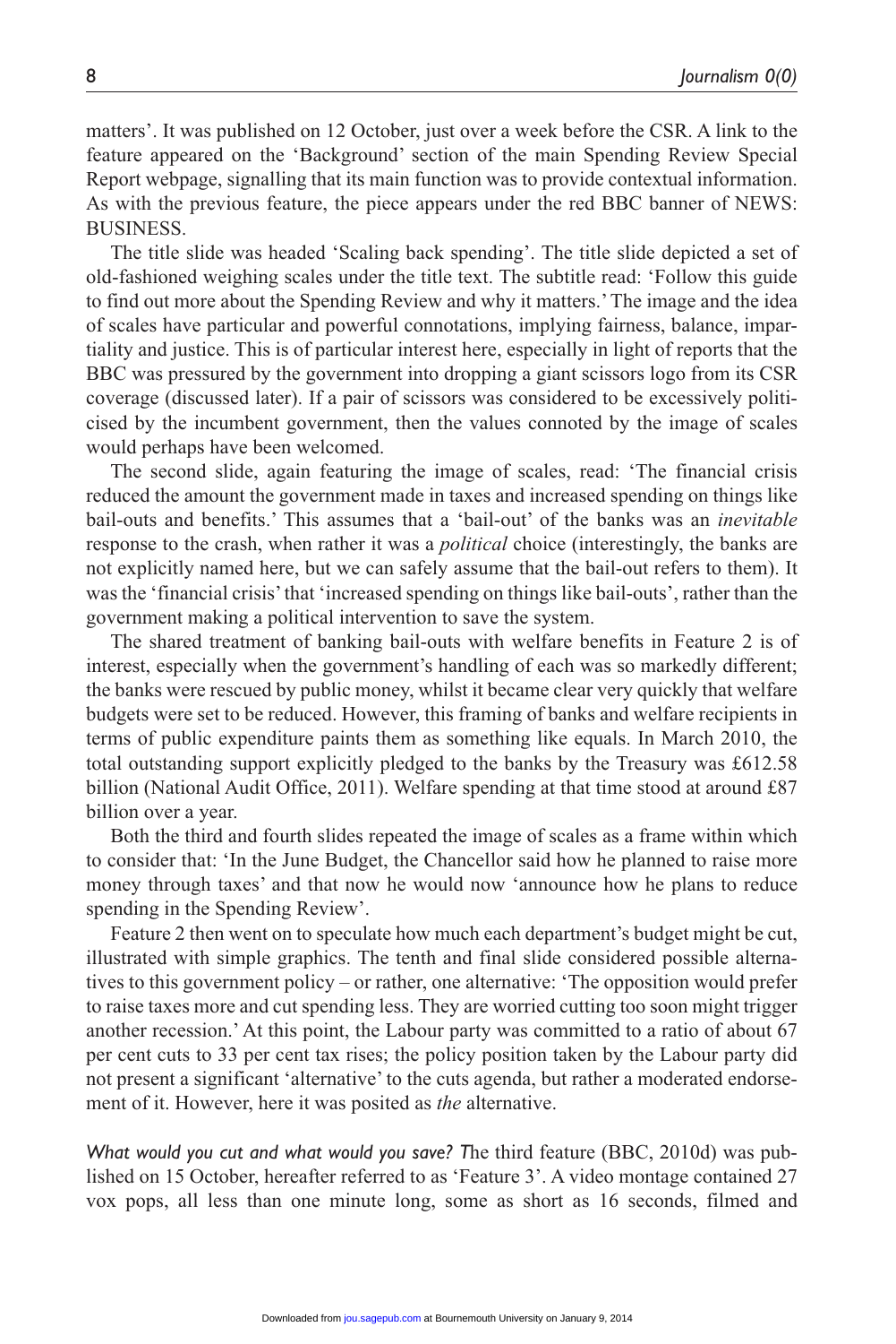matters'. It was published on 12 October, just over a week before the CSR. A link to the feature appeared on the 'Background' section of the main Spending Review Special Report webpage, signalling that its main function was to provide contextual information. As with the previous feature, the piece appears under the red BBC banner of NEWS: BUSINESS.

The title slide was headed 'Scaling back spending'. The title slide depicted a set of old-fashioned weighing scales under the title text. The subtitle read: 'Follow this guide to find out more about the Spending Review and why it matters.' The image and the idea of scales have particular and powerful connotations, implying fairness, balance, impartiality and justice. This is of particular interest here, especially in light of reports that the BBC was pressured by the government into dropping a giant scissors logo from its CSR coverage (discussed later). If a pair of scissors was considered to be excessively politicised by the incumbent government, then the values connoted by the image of scales would perhaps have been welcomed.

The second slide, again featuring the image of scales, read: 'The financial crisis reduced the amount the government made in taxes and increased spending on things like bail-outs and benefits.' This assumes that a 'bail-out' of the banks was an *inevitable* response to the crash, when rather it was a *political* choice (interestingly, the banks are not explicitly named here, but we can safely assume that the bail-out refers to them). It was the 'financial crisis' that 'increased spending on things like bail-outs', rather than the government making a political intervention to save the system.

The shared treatment of banking bail-outs with welfare benefits in Feature 2 is of interest, especially when the government's handling of each was so markedly different; the banks were rescued by public money, whilst it became clear very quickly that welfare budgets were set to be reduced. However, this framing of banks and welfare recipients in terms of public expenditure paints them as something like equals. In March 2010, the total outstanding support explicitly pledged to the banks by the Treasury was £612.58 billion (National Audit Office, 2011). Welfare spending at that time stood at around £87 billion over a year.

Both the third and fourth slides repeated the image of scales as a frame within which to consider that: 'In the June Budget, the Chancellor said how he planned to raise more money through taxes' and that now he would now 'announce how he plans to reduce spending in the Spending Review'.

Feature 2 then went on to speculate how much each department's budget might be cut, illustrated with simple graphics. The tenth and final slide considered possible alternatives to this government policy – or rather, one alternative: 'The opposition would prefer to raise taxes more and cut spending less. They are worried cutting too soon might trigger another recession.' At this point, the Labour party was committed to a ratio of about 67 per cent cuts to 33 per cent tax rises; the policy position taken by the Labour party did not present a significant 'alternative' to the cuts agenda, but rather a moderated endorsement of it. However, here it was posited as *the* alternative.

*What would you cut and what would you save?* The third feature (BBC, 2010d) was published on 15 October, hereafter referred to as 'Feature 3'. A video montage contained 27 vox pops, all less than one minute long, some as short as 16 seconds, filmed and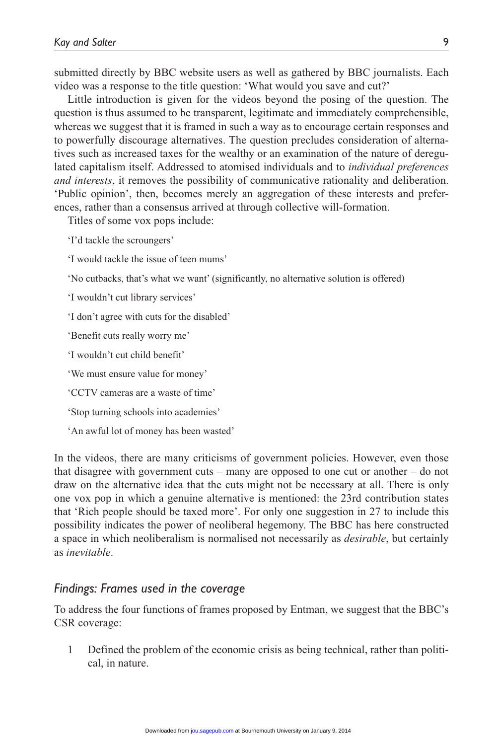submitted directly by BBC website users as well as gathered by BBC journalists. Each video was a response to the title question: 'What would you save and cut?'

Little introduction is given for the videos beyond the posing of the question. The question is thus assumed to be transparent, legitimate and immediately comprehensible, whereas we suggest that it is framed in such a way as to encourage certain responses and to powerfully discourage alternatives. The question precludes consideration of alternatives such as increased taxes for the wealthy or an examination of the nature of deregulated capitalism itself. Addressed to atomised individuals and to *individual preferences and interests*, it removes the possibility of communicative rationality and deliberation. 'Public opinion', then, becomes merely an aggregation of these interests and preferences, rather than a consensus arrived at through collective will-formation.

Titles of some vox pops include:

'I'd tackle the scroungers'

'I would tackle the issue of teen mums'

'No cutbacks, that's what we want' (significantly, no alternative solution is offered)

'I wouldn't cut library services'

'I don't agree with cuts for the disabled'

'Benefit cuts really worry me'

'I wouldn't cut child benefit'

'We must ensure value for money'

'CCTV cameras are a waste of time'

'Stop turning schools into academies'

'An awful lot of money has been wasted'

In the videos, there are many criticisms of government policies. However, even those that disagree with government cuts – many are opposed to one cut or another – do not draw on the alternative idea that the cuts might not be necessary at all. There is only one vox pop in which a genuine alternative is mentioned: the 23rd contribution states that 'Rich people should be taxed more'. For only one suggestion in 27 to include this possibility indicates the power of neoliberal hegemony. The BBC has here constructed a space in which neoliberalism is normalised not necessarily as *desirable*, but certainly as *inevitable*.

### *Findings: Frames used in the coverage*

To address the four functions of frames proposed by Entman, we suggest that the BBC's CSR coverage:

1. Defined the problem of the economic crisis as being technical, rather than political, in nature.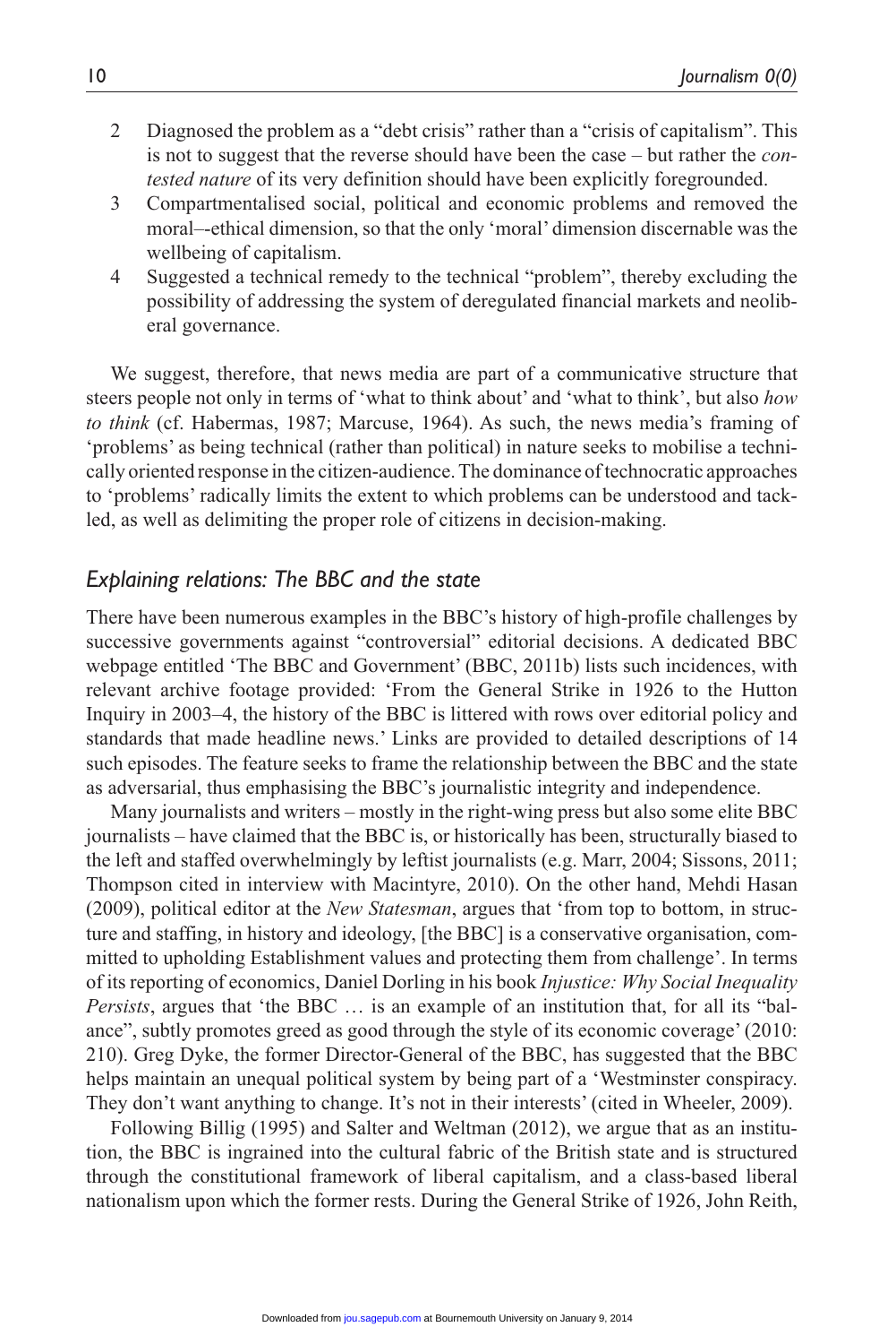2. Diagnosed the problem as a "debt crisis" rather than a "crisis of capitalism". This is not to suggest that the reverse should have been the case – but rather the *contested nature* of its very definition should have been explicitly foregrounded.
3. Compartmentalised social, political and economic problems and removed the moral–-ethical dimension, so that the only 'moral' dimension discernable was the wellbeing of capitalism.
4. Suggested a technical remedy to the technical "problem", thereby excluding the possibility of addressing the system of deregulated financial markets and neoliberal governance.

We suggest, therefore, that news media are part of a communicative structure that steers people not only in terms of 'what to think about' and 'what to think', but also *how to think* (cf. Habermas, 1987; Marcuse, 1964). As such, the news media's framing of 'problems' as being technical (rather than political) in nature seeks to mobilise a technically oriented response in the citizen-audience. The dominance of technocratic approaches to 'problems' radically limits the extent to which problems can be understood and tackled, as well as delimiting the proper role of citizens in decision-making.

## *Explaining relations: The BBC and the state*

There have been numerous examples in the BBC's history of high-profile challenges by successive governments against "controversial" editorial decisions. A dedicated BBC webpage entitled 'The BBC and Government' (BBC, 2011b) lists such incidences, with relevant archive footage provided: 'From the General Strike in 1926 to the Hutton Inquiry in 2003–4, the history of the BBC is littered with rows over editorial policy and standards that made headline news.' Links are provided to detailed descriptions of 14 such episodes. The feature seeks to frame the relationship between the BBC and the state as adversarial, thus emphasising the BBC's journalistic integrity and independence.

Many journalists and writers – mostly in the right-wing press but also some elite BBC journalists – have claimed that the BBC is, or historically has been, structurally biased to the left and staffed overwhelmingly by leftist journalists (e.g. Marr, 2004; Sissons, 2011; Thompson cited in interview with Macintyre, 2010). On the other hand, Mehdi Hasan (2009), political editor at the *New Statesman*, argues that 'from top to bottom, in structure and staffing, in history and ideology, [the BBC] is a conservative organisation, committed to upholding Establishment values and protecting them from challenge'. In terms of its reporting of economics, Daniel Dorling in his book *Injustice: Why Social Inequality Persists*, argues that 'the BBC … is an example of an institution that, for all its "balance", subtly promotes greed as good through the style of its economic coverage' (2010: 210). Greg Dyke, the former Director-General of the BBC, has suggested that the BBC helps maintain an unequal political system by being part of a 'Westminster conspiracy. They don't want anything to change. It's not in their interests' (cited in Wheeler, 2009).

Following Billig (1995) and Salter and Weltman (2012), we argue that as an institution, the BBC is ingrained into the cultural fabric of the British state and is structured through the constitutional framework of liberal capitalism, and a class-based liberal nationalism upon which the former rests. During the General Strike of 1926, John Reith,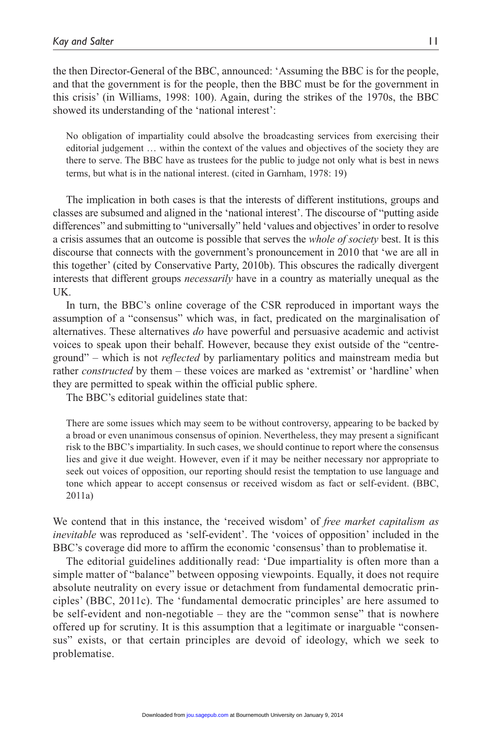the then Director-General of the BBC, announced: 'Assuming the BBC is for the people, and that the government is for the people, then the BBC must be for the government in this crisis' (in Williams, 1998: 100). Again, during the strikes of the 1970s, the BBC showed its understanding of the 'national interest':

> No obligation of impartiality could absolve the broadcasting services from exercising their editorial judgement … within the context of the values and objectives of the society they are there to serve. The BBC have as trustees for the public to judge not only what is best in news terms, but what is in the national interest. (cited in Garnham, 1978: 19)

The implication in both cases is that the interests of different institutions, groups and classes are subsumed and aligned in the 'national interest'. The discourse of "putting aside differences" and submitting to "universally" held 'values and objectives' in order to resolve a crisis assumes that an outcome is possible that serves the *whole of society* best. It is this discourse that connects with the government's pronouncement in 2010 that 'we are all in this together' (cited by Conservative Party, 2010b). This obscures the radically divergent interests that different groups *necessarily* have in a country as materially unequal as the UK.

In turn, the BBC's online coverage of the CSR reproduced in important ways the assumption of a "consensus" which was, in fact, predicated on the marginalisation of alternatives. These alternatives *do* have powerful and persuasive academic and activist voices to speak upon their behalf. However, because they exist outside of the "centre-ground" – which is not *reflected* by parliamentary politics and mainstream media but rather *constructed* by them – these voices are marked as 'extremist' or 'hardline' when they are permitted to speak within the official public sphere.

The BBC's editorial guidelines state that:

> There are some issues which may seem to be without controversy, appearing to be backed by a broad or even unanimous consensus of opinion. Nevertheless, they may present a significant risk to the BBC's impartiality. In such cases, we should continue to report where the consensus lies and give it due weight. However, even if it may be neither necessary nor appropriate to seek out voices of opposition, our reporting should resist the temptation to use language and tone which appear to accept consensus or received wisdom as fact or self-evident. (BBC, 2011a)

We contend that in this instance, the 'received wisdom' of *free market capitalism as inevitable* was reproduced as 'self-evident'. The 'voices of opposition' included in the BBC's coverage did more to affirm the economic 'consensus' than to problematise it.

The editorial guidelines additionally read: 'Due impartiality is often more than a simple matter of "balance" between opposing viewpoints. Equally, it does not require absolute neutrality on every issue or detachment from fundamental democratic principles' (BBC, 2011c). The 'fundamental democratic principles' are here assumed to be self-evident and non-negotiable – they are the "common sense" that is nowhere offered up for scrutiny. It is this assumption that a legitimate or inarguable "consensus" exists, or that certain principles are devoid of ideology, which we seek to problematise.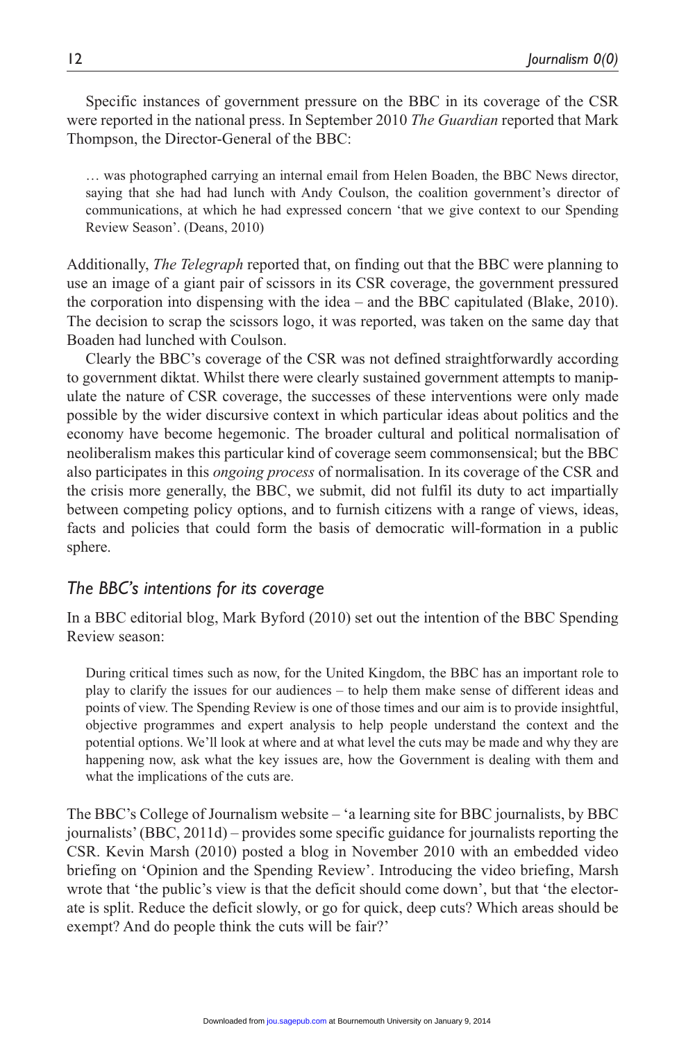Specific instances of government pressure on the BBC in its coverage of the CSR were reported in the national press. In September 2010 *The Guardian* reported that Mark Thompson, the Director-General of the BBC:

> … was photographed carrying an internal email from Helen Boaden, the BBC News director, saying that she had had lunch with Andy Coulson, the coalition government's director of communications, at which he had expressed concern 'that we give context to our Spending Review Season'. (Deans, 2010)

Additionally, *The Telegraph* reported that, on finding out that the BBC were planning to use an image of a giant pair of scissors in its CSR coverage, the government pressured the corporation into dispensing with the idea – and the BBC capitulated (Blake, 2010). The decision to scrap the scissors logo, it was reported, was taken on the same day that Boaden had lunched with Coulson.

Clearly the BBC's coverage of the CSR was not defined straightforwardly according to government diktat. Whilst there were clearly sustained government attempts to manipulate the nature of CSR coverage, the successes of these interventions were only made possible by the wider discursive context in which particular ideas about politics and the economy have become hegemonic. The broader cultural and political normalisation of neoliberalism makes this particular kind of coverage seem commonsensical; but the BBC also participates in this *ongoing process* of normalisation. In its coverage of the CSR and the crisis more generally, the BBC, we submit, did not fulfil its duty to act impartially between competing policy options, and to furnish citizens with a range of views, ideas, facts and policies that could form the basis of democratic will-formation in a public sphere.

## *The BBC's intentions for its coverage*

In a BBC editorial blog, Mark Byford (2010) set out the intention of the BBC Spending Review season:

> During critical times such as now, for the United Kingdom, the BBC has an important role to play to clarify the issues for our audiences – to help them make sense of different ideas and points of view. The Spending Review is one of those times and our aim is to provide insightful, objective programmes and expert analysis to help people understand the context and the potential options. We'll look at where and at what level the cuts may be made and why they are happening now, ask what the key issues are, how the Government is dealing with them and what the implications of the cuts are.

The BBC's College of Journalism website – 'a learning site for BBC journalists, by BBC journalists' (BBC, 2011d) – provides some specific guidance for journalists reporting the CSR. Kevin Marsh (2010) posted a blog in November 2010 with an embedded video briefing on 'Opinion and the Spending Review'. Introducing the video briefing, Marsh wrote that 'the public's view is that the deficit should come down', but that 'the electorate is split. Reduce the deficit slowly, or go for quick, deep cuts? Which areas should be exempt? And do people think the cuts will be fair?'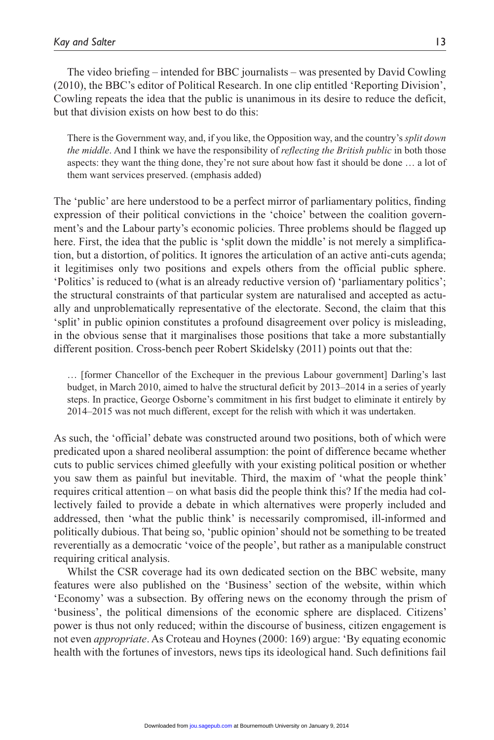The video briefing – intended for BBC journalists – was presented by David Cowling (2010), the BBC's editor of Political Research. In one clip entitled 'Reporting Division', Cowling repeats the idea that the public is unanimous in its desire to reduce the deficit, but that division exists on how best to do this:

> There is the Government way, and, if you like, the Opposition way, and the country's *split down the middle*. And I think we have the responsibility of *reflecting the British public* in both those aspects: they want the thing done, they're not sure about how fast it should be done … a lot of them want services preserved. (emphasis added)

The 'public' are here understood to be a perfect mirror of parliamentary politics, finding expression of their political convictions in the 'choice' between the coalition government's and the Labour party's economic policies. Three problems should be flagged up here. First, the idea that the public is 'split down the middle' is not merely a simplification, but a distortion, of politics. It ignores the articulation of an active anti-cuts agenda; it legitimises only two positions and expels others from the official public sphere. 'Politics' is reduced to (what is an already reductive version of) 'parliamentary politics'; the structural constraints of that particular system are naturalised and accepted as actually and unproblematically representative of the electorate. Second, the claim that this 'split' in public opinion constitutes a profound disagreement over policy is misleading, in the obvious sense that it marginalises those positions that take a more substantially different position. Cross-bench peer Robert Skidelsky (2011) points out that the:

> … [former Chancellor of the Exchequer in the previous Labour government] Darling's last budget, in March 2010, aimed to halve the structural deficit by 2013–2014 in a series of yearly steps. In practice, George Osborne's commitment in his first budget to eliminate it entirely by 2014–2015 was not much different, except for the relish with which it was undertaken.

As such, the 'official' debate was constructed around two positions, both of which were predicated upon a shared neoliberal assumption: the point of difference became whether cuts to public services chimed gleefully with your existing political position or whether you saw them as painful but inevitable. Third, the maxim of 'what the people think' requires critical attention – on what basis did the people think this? If the media had collectively failed to provide a debate in which alternatives were properly included and addressed, then 'what the public think' is necessarily compromised, ill-informed and politically dubious. That being so, 'public opinion' should not be something to be treated reverentially as a democratic 'voice of the people', but rather as a manipulable construct requiring critical analysis.

Whilst the CSR coverage had its own dedicated section on the BBC website, many features were also published on the 'Business' section of the website, within which 'Economy' was a subsection. By offering news on the economy through the prism of 'business', the political dimensions of the economic sphere are displaced. Citizens' power is thus not only reduced; within the discourse of business, citizen engagement is not even *appropriate*. As Croteau and Hoynes (2000: 169) argue: 'By equating economic health with the fortunes of investors, news tips its ideological hand. Such definitions fail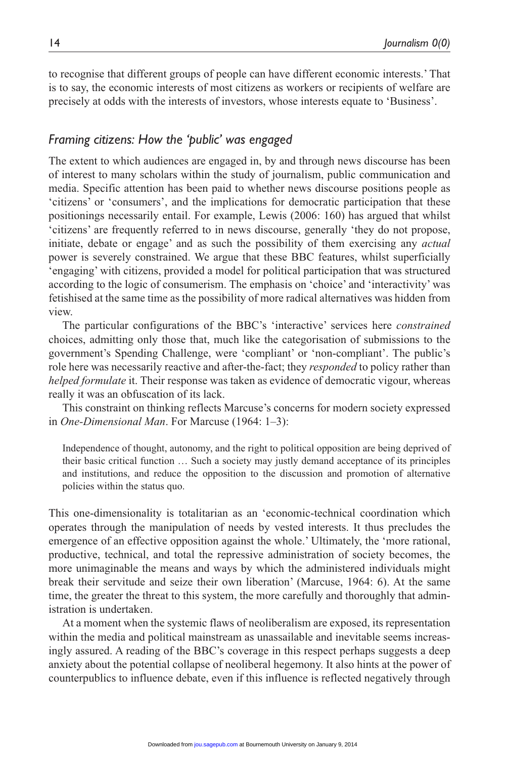to recognise that different groups of people can have different economic interests.' That is to say, the economic interests of most citizens as workers or recipients of welfare are precisely at odds with the interests of investors, whose interests equate to 'Business'.

### *Framing citizens: How the 'public' was engaged*

The extent to which audiences are engaged in, by and through news discourse has been of interest to many scholars within the study of journalism, public communication and media. Specific attention has been paid to whether news discourse positions people as 'citizens' or 'consumers', and the implications for democratic participation that these positionings necessarily entail. For example, Lewis (2006: 160) has argued that whilst 'citizens' are frequently referred to in news discourse, generally 'they do not propose, initiate, debate or engage' and as such the possibility of them exercising any *actual* power is severely constrained. We argue that these BBC features, whilst superficially 'engaging' with citizens, provided a model for political participation that was structured according to the logic of consumerism. The emphasis on 'choice' and 'interactivity' was fetishised at the same time as the possibility of more radical alternatives was hidden from view.

The particular configurations of the BBC's 'interactive' services here *constrained* choices, admitting only those that, much like the categorisation of submissions to the government's Spending Challenge, were 'compliant' or 'non-compliant'. The public's role here was necessarily reactive and after-the-fact; they *responded* to policy rather than *helped formulate* it. Their response was taken as evidence of democratic vigour, whereas really it was an obfuscation of its lack.

This constraint on thinking reflects Marcuse's concerns for modern society expressed in *One-Dimensional Man*. For Marcuse (1964: 1–3):

> Independence of thought, autonomy, and the right to political opposition are being deprived of their basic critical function … Such a society may justly demand acceptance of its principles and institutions, and reduce the opposition to the discussion and promotion of alternative policies within the status quo.

This one-dimensionality is totalitarian as an 'economic-technical coordination which operates through the manipulation of needs by vested interests. It thus precludes the emergence of an effective opposition against the whole.' Ultimately, the 'more rational, productive, technical, and total the repressive administration of society becomes, the more unimaginable the means and ways by which the administered individuals might break their servitude and seize their own liberation' (Marcuse, 1964: 6). At the same time, the greater the threat to this system, the more carefully and thoroughly that administration is undertaken.

At a moment when the systemic flaws of neoliberalism are exposed, its representation within the media and political mainstream as unassailable and inevitable seems increasingly assured. A reading of the BBC's coverage in this respect perhaps suggests a deep anxiety about the potential collapse of neoliberal hegemony. It also hints at the power of counterpublics to influence debate, even if this influence is reflected negatively through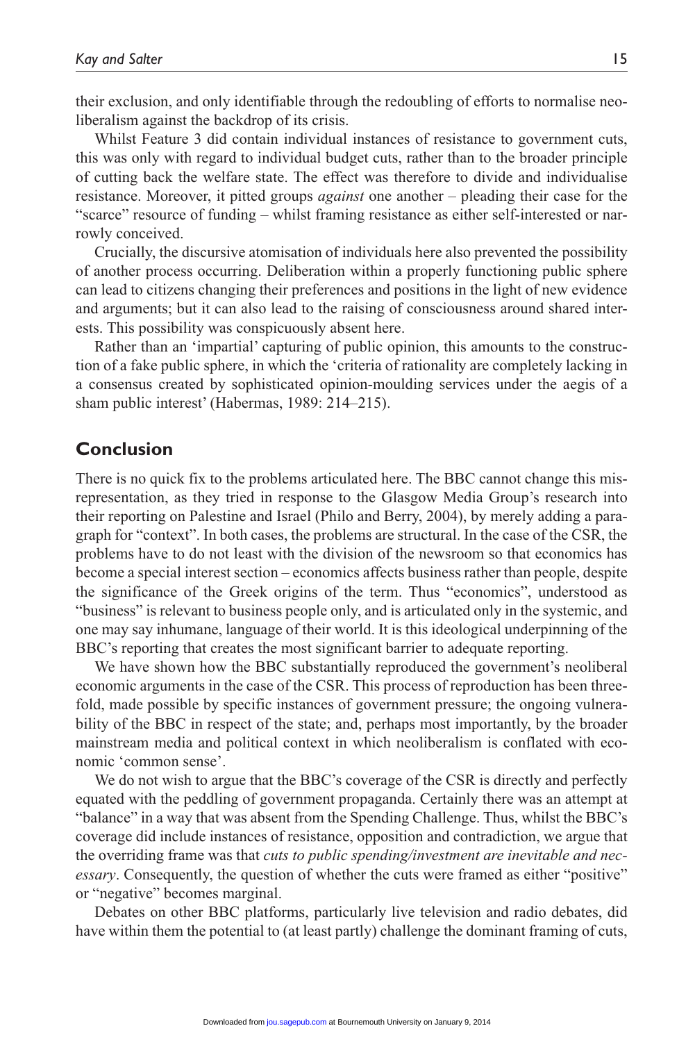their exclusion, and only identifiable through the redoubling of efforts to normalise neoliberalism against the backdrop of its crisis.

Whilst Feature 3 did contain individual instances of resistance to government cuts, this was only with regard to individual budget cuts, rather than to the broader principle of cutting back the welfare state. The effect was therefore to divide and individualise resistance. Moreover, it pitted groups *against* one another – pleading their case for the "scarce" resource of funding – whilst framing resistance as either self-interested or narrowly conceived.

Crucially, the discursive atomisation of individuals here also prevented the possibility of another process occurring. Deliberation within a properly functioning public sphere can lead to citizens changing their preferences and positions in the light of new evidence and arguments; but it can also lead to the raising of consciousness around shared interests. This possibility was conspicuously absent here.

Rather than an 'impartial' capturing of public opinion, this amounts to the construction of a fake public sphere, in which the 'criteria of rationality are completely lacking in a consensus created by sophisticated opinion-moulding services under the aegis of a sham public interest' (Habermas, 1989: 214–215).

## Conclusion

There is no quick fix to the problems articulated here. The BBC cannot change this misrepresentation, as they tried in response to the Glasgow Media Group's research into their reporting on Palestine and Israel (Philo and Berry, 2004), by merely adding a paragraph for "context". In both cases, the problems are structural. In the case of the CSR, the problems have to do not least with the division of the newsroom so that economics has become a special interest section – economics affects business rather than people, despite the significance of the Greek origins of the term. Thus "economics", understood as "business" is relevant to business people only, and is articulated only in the systemic, and one may say inhumane, language of their world. It is this ideological underpinning of the BBC's reporting that creates the most significant barrier to adequate reporting.

We have shown how the BBC substantially reproduced the government's neoliberal economic arguments in the case of the CSR. This process of reproduction has been threefold, made possible by specific instances of government pressure; the ongoing vulnerability of the BBC in respect of the state; and, perhaps most importantly, by the broader mainstream media and political context in which neoliberalism is conflated with economic 'common sense'.

We do not wish to argue that the BBC's coverage of the CSR is directly and perfectly equated with the peddling of government propaganda. Certainly there was an attempt at "balance" in a way that was absent from the Spending Challenge. Thus, whilst the BBC's coverage did include instances of resistance, opposition and contradiction, we argue that the overriding frame was that *cuts to public spending/investment are inevitable and necessary*. Consequently, the question of whether the cuts were framed as either "positive" or "negative" becomes marginal.

Debates on other BBC platforms, particularly live television and radio debates, did have within them the potential to (at least partly) challenge the dominant framing of cuts,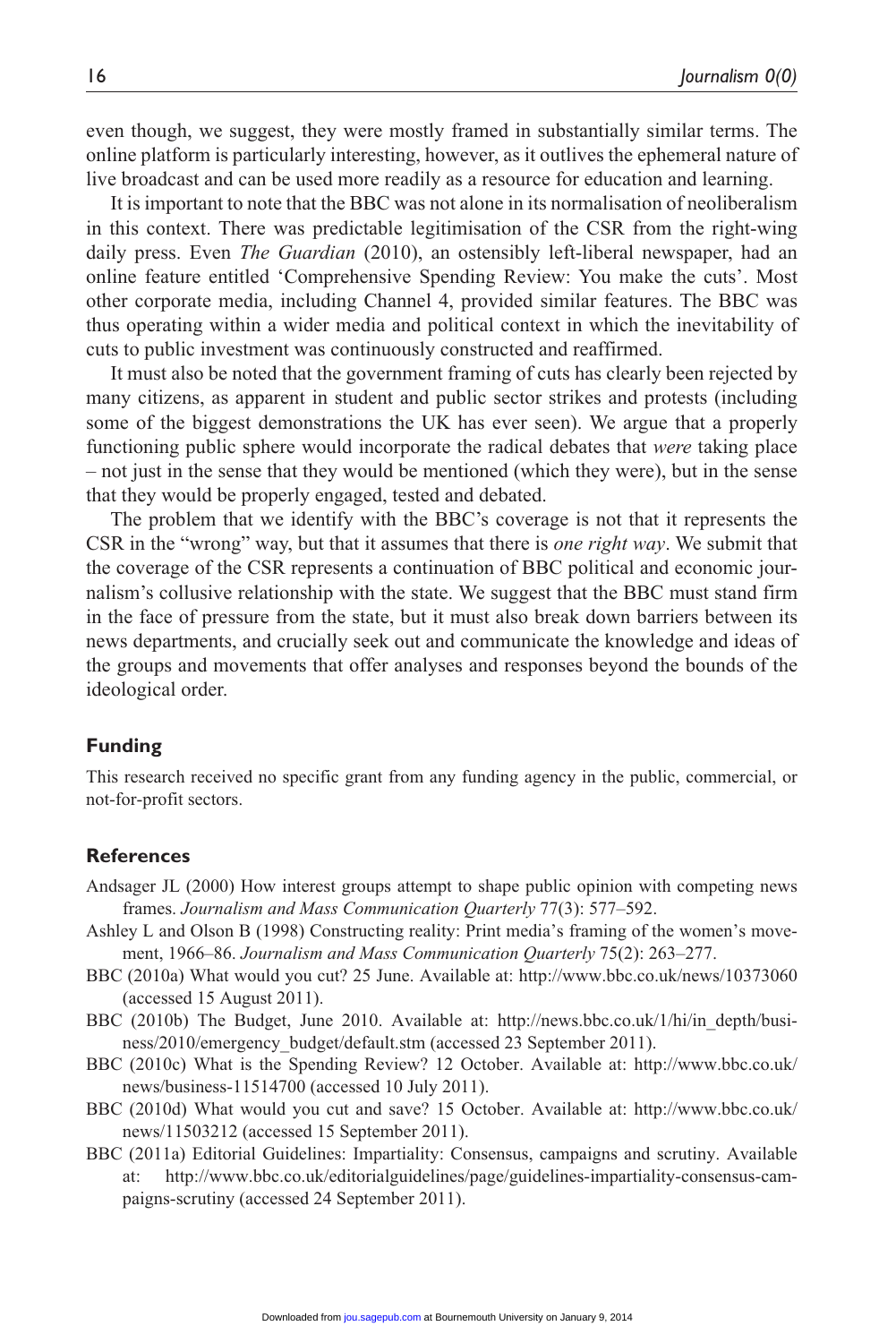even though, we suggest, they were mostly framed in substantially similar terms. The online platform is particularly interesting, however, as it outlives the ephemeral nature of live broadcast and can be used more readily as a resource for education and learning.

It is important to note that the BBC was not alone in its normalisation of neoliberalism in this context. There was predictable legitimisation of the CSR from the right-wing daily press. Even *The Guardian* (2010), an ostensibly left-liberal newspaper, had an online feature entitled 'Comprehensive Spending Review: You make the cuts'. Most other corporate media, including Channel 4, provided similar features. The BBC was thus operating within a wider media and political context in which the inevitability of cuts to public investment was continuously constructed and reaffirmed.

It must also be noted that the government framing of cuts has clearly been rejected by many citizens, as apparent in student and public sector strikes and protests (including some of the biggest demonstrations the UK has ever seen). We argue that a properly functioning public sphere would incorporate the radical debates that *were* taking place – not just in the sense that they would be mentioned (which they were), but in the sense that they would be properly engaged, tested and debated.

The problem that we identify with the BBC's coverage is not that it represents the CSR in the "wrong" way, but that it assumes that there is *one right way*. We submit that the coverage of the CSR represents a continuation of BBC political and economic journalism's collusive relationship with the state. We suggest that the BBC must stand firm in the face of pressure from the state, but it must also break down barriers between its news departments, and crucially seek out and communicate the knowledge and ideas of the groups and movements that offer analyses and responses beyond the bounds of the ideological order.

## Funding

This research received no specific grant from any funding agency in the public, commercial, or not-for-profit sectors.

## References

Andsager JL (2000) How interest groups attempt to shape public opinion with competing news frames. *Journalism and Mass Communication Quarterly* 77(3): 577–592.

Ashley L and Olson B (1998) Constructing reality: Print media's framing of the women's movement, 1966–86. *Journalism and Mass Communication Quarterly* 75(2): 263–277.

BBC (2010a) What would you cut? 25 June. Available at: http://www.bbc.co.uk/news/10373060 (accessed 15 August 2011).

BBC (2010b) The Budget, June 2010. Available at: http://news.bbc.co.uk/1/hi/in_depth/business/2010/emergency_budget/default.stm (accessed 23 September 2011).

BBC (2010c) What is the Spending Review? 12 October. Available at: http://www.bbc.co.uk/news/business-11514700 (accessed 10 July 2011).

BBC (2010d) What would you cut and save? 15 October. Available at: http://www.bbc.co.uk/news/11503212 (accessed 15 September 2011).

BBC (2011a) Editorial Guidelines: Impartiality: Consensus, campaigns and scrutiny. Available at: http://www.bbc.co.uk/editorialguidelines/page/guidelines-impartiality-consensus-campaigns-scrutiny (accessed 24 September 2011).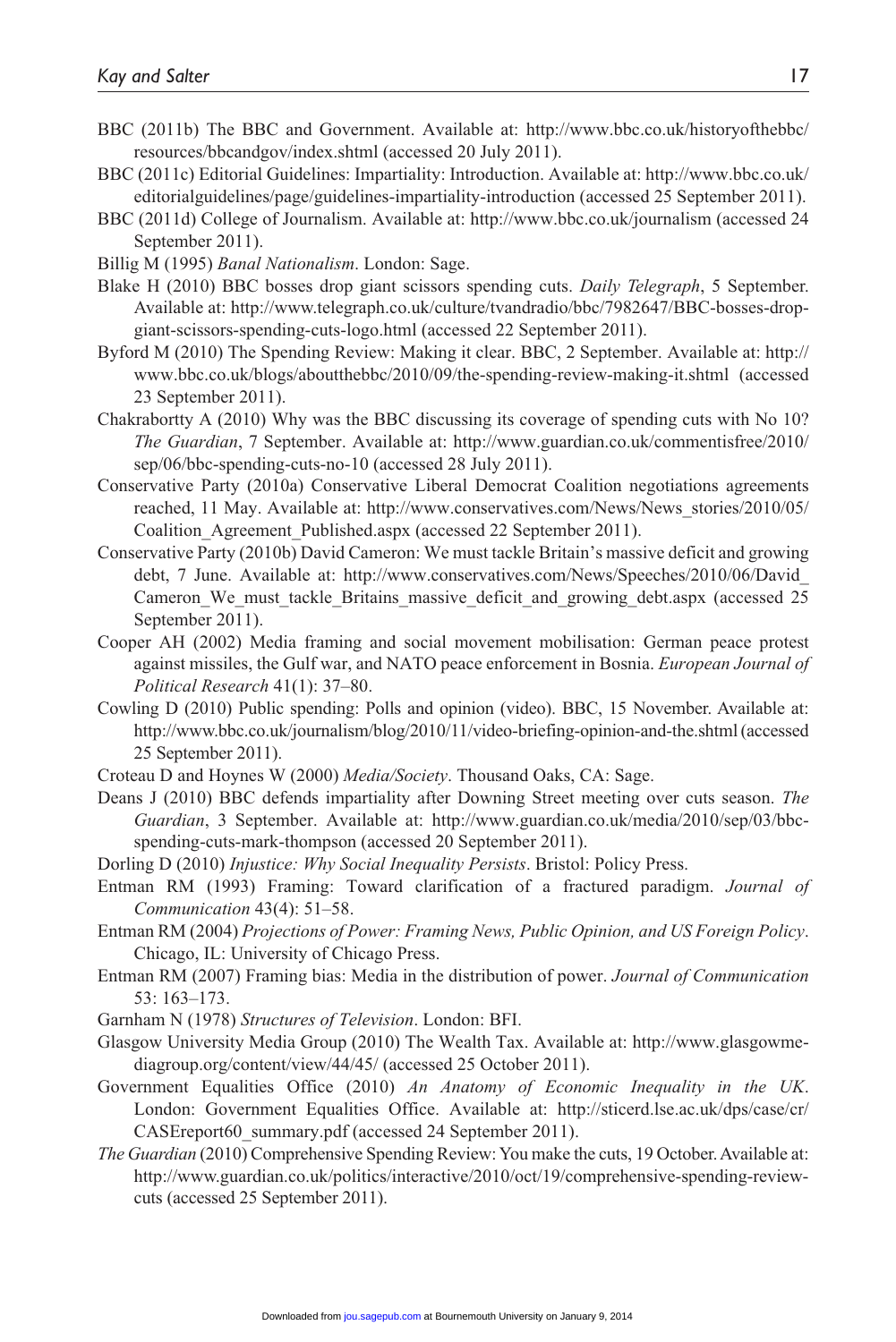BBC (2011b) The BBC and Government. Available at: http://www.bbc.co.uk/historyofthebbc/resources/bbcandgov/index.shtml (accessed 20 July 2011).

BBC (2011c) Editorial Guidelines: Impartiality: Introduction. Available at: http://www.bbc.co.uk/editorialguidelines/page/guidelines-impartiality-introduction (accessed 25 September 2011).

BBC (2011d) College of Journalism. Available at: http://www.bbc.co.uk/journalism (accessed 24 September 2011).

Billig M (1995) *Banal Nationalism*. London: Sage.

Blake H (2010) BBC bosses drop giant scissors spending cuts. *Daily Telegraph*, 5 September. Available at: http://www.telegraph.co.uk/culture/tvandradio/bbc/7982647/BBC-bosses-drop-giant-scissors-spending-cuts-logo.html (accessed 22 September 2011).

Byford M (2010) The Spending Review: Making it clear. BBC, 2 September. Available at: http://www.bbc.co.uk/blogs/aboutthebbc/2010/09/the-spending-review-making-it.shtml (accessed 23 September 2011).

Chakrabortty A (2010) Why was the BBC discussing its coverage of spending cuts with No 10? *The Guardian*, 7 September. Available at: http://www.guardian.co.uk/commentisfree/2010/sep/06/bbc-spending-cuts-no-10 (accessed 28 July 2011).

Conservative Party (2010a) Conservative Liberal Democrat Coalition negotiations agreements reached, 11 May. Available at: http://www.conservatives.com/News/News_stories/2010/05/Coalition_Agreement_Published.aspx (accessed 22 September 2011).

Conservative Party (2010b) David Cameron: We must tackle Britain's massive deficit and growing debt, 7 June. Available at: http://www.conservatives.com/News/Speeches/2010/06/David_Cameron_We_must_tackle_Britains_massive_deficit_and_growing_debt.aspx (accessed 25 September 2011).

Cooper AH (2002) Media framing and social movement mobilisation: German peace protest against missiles, the Gulf war, and NATO peace enforcement in Bosnia. *European Journal of Political Research* 41(1): 37–80.

Cowling D (2010) Public spending: Polls and opinion (video). BBC, 15 November. Available at: http://www.bbc.co.uk/journalism/blog/2010/11/video-briefing-opinion-and-the.shtml (accessed 25 September 2011).

Croteau D and Hoynes W (2000) *Media/Society*. Thousand Oaks, CA: Sage.

Deans J (2010) BBC defends impartiality after Downing Street meeting over cuts season. *The Guardian*, 3 September. Available at: http://www.guardian.co.uk/media/2010/sep/03/bbc-spending-cuts-mark-thompson (accessed 20 September 2011).

Dorling D (2010) *Injustice: Why Social Inequality Persists*. Bristol: Policy Press.

Entman RM (1993) Framing: Toward clarification of a fractured paradigm. *Journal of Communication* 43(4): 51–58.

Entman RM (2004) *Projections of Power: Framing News, Public Opinion, and US Foreign Policy*. Chicago, IL: University of Chicago Press.

Entman RM (2007) Framing bias: Media in the distribution of power. *Journal of Communication* 53: 163–173.

Garnham N (1978) *Structures of Television*. London: BFI.

Glasgow University Media Group (2010) The Wealth Tax. Available at: http://www.glasgowmediagroup.org/content/view/44/45/ (accessed 25 October 2011).

Government Equalities Office (2010) *An Anatomy of Economic Inequality in the UK*. London: Government Equalities Office. Available at: http://sticerd.lse.ac.uk/dps/case/cr/CASEreport60_summary.pdf (accessed 24 September 2011).

*The Guardian* (2010) Comprehensive Spending Review: You make the cuts, 19 October. Available at: http://www.guardian.co.uk/politics/interactive/2010/oct/19/comprehensive-spending-review-cuts (accessed 25 September 2011).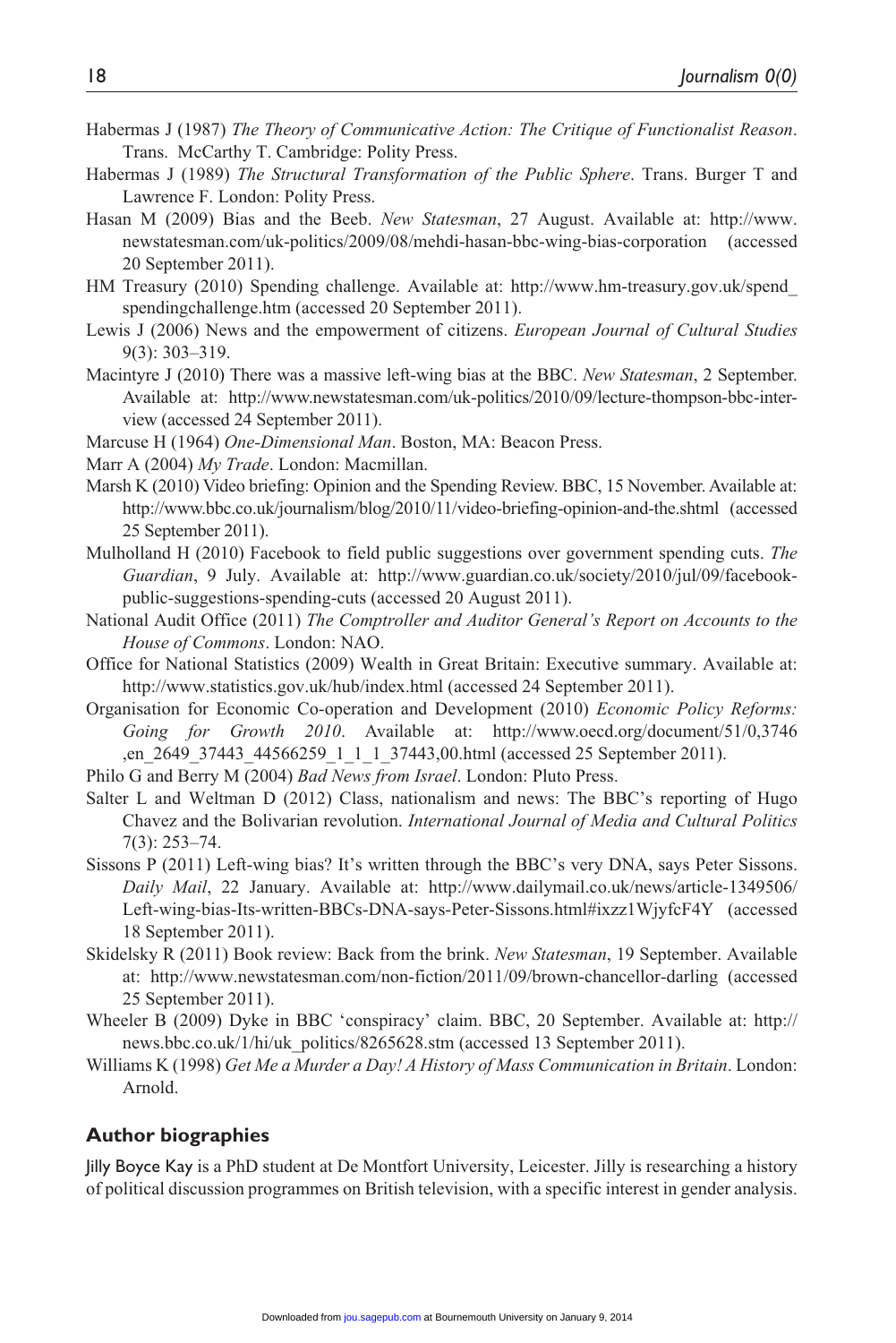Habermas J (1987) *The Theory of Communicative Action: The Critique of Functionalist Reason*. Trans. McCarthy T. Cambridge: Polity Press.

Habermas J (1989) *The Structural Transformation of the Public Sphere*. Trans. Burger T and Lawrence F. London: Polity Press.

Hasan M (2009) Bias and the Beeb. *New Statesman*, 27 August. Available at: http://www.newstatesman.com/uk-politics/2009/08/mehdi-hasan-bbc-wing-bias-corporation (accessed 20 September 2011).

HM Treasury (2010) Spending challenge. Available at: http://www.hm-treasury.gov.uk/spend_spendingchallenge.htm (accessed 20 September 2011).

Lewis J (2006) News and the empowerment of citizens. *European Journal of Cultural Studies* 9(3): 303–319.

Macintyre J (2010) There was a massive left-wing bias at the BBC. *New Statesman*, 2 September. Available at: http://www.newstatesman.com/uk-politics/2010/09/lecture-thompson-bbc-interview (accessed 24 September 2011).

Marcuse H (1964) *One-Dimensional Man*. Boston, MA: Beacon Press.

Marr A (2004) *My Trade*. London: Macmillan.

Marsh K (2010) Video briefing: Opinion and the Spending Review. BBC, 15 November. Available at: http://www.bbc.co.uk/journalism/blog/2010/11/video-briefing-opinion-and-the.shtml (accessed 25 September 2011).

Mulholland H (2010) Facebook to field public suggestions over government spending cuts. *The Guardian*, 9 July. Available at: http://www.guardian.co.uk/society/2010/jul/09/facebook-public-suggestions-spending-cuts (accessed 20 August 2011).

National Audit Office (2011) *The Comptroller and Auditor General's Report on Accounts to the House of Commons*. London: NAO.

Office for National Statistics (2009) Wealth in Great Britain: Executive summary. Available at: http://www.statistics.gov.uk/hub/index.html (accessed 24 September 2011).

Organisation for Economic Co-operation and Development (2010) *Economic Policy Reforms: Going for Growth 2010*. Available at: http://www.oecd.org/document/51/0,3746,en_2649_37443_44566259_1_1_1_37443,00.html (accessed 25 September 2011).

Philo G and Berry M (2004) *Bad News from Israel*. London: Pluto Press.

Salter L and Weltman D (2012) Class, nationalism and news: The BBC's reporting of Hugo Chavez and the Bolivarian revolution. *International Journal of Media and Cultural Politics* 7(3): 253–74.

Sissons P (2011) Left-wing bias? It's written through the BBC's very DNA, says Peter Sissons. *Daily Mail*, 22 January. Available at: http://www.dailymail.co.uk/news/article-1349506/Left-wing-bias-Its-written-BBCs-DNA-says-Peter-Sissons.html#ixzz1WjyfcF4Y (accessed 18 September 2011).

Skidelsky R (2011) Book review: Back from the brink. *New Statesman*, 19 September. Available at: http://www.newstatesman.com/non-fiction/2011/09/brown-chancellor-darling (accessed 25 September 2011).

Wheeler B (2009) Dyke in BBC 'conspiracy' claim. BBC, 20 September. Available at: http://news.bbc.co.uk/1/hi/uk_politics/8265628.stm (accessed 13 September 2011).

Williams K (1998) *Get Me a Murder a Day! A History of Mass Communication in Britain*. London: Arnold.

## Author biographies

Jilly Boyce Kay is a PhD student at De Montfort University, Leicester. Jilly is researching a history of political discussion programmes on British television, with a specific interest in gender analysis.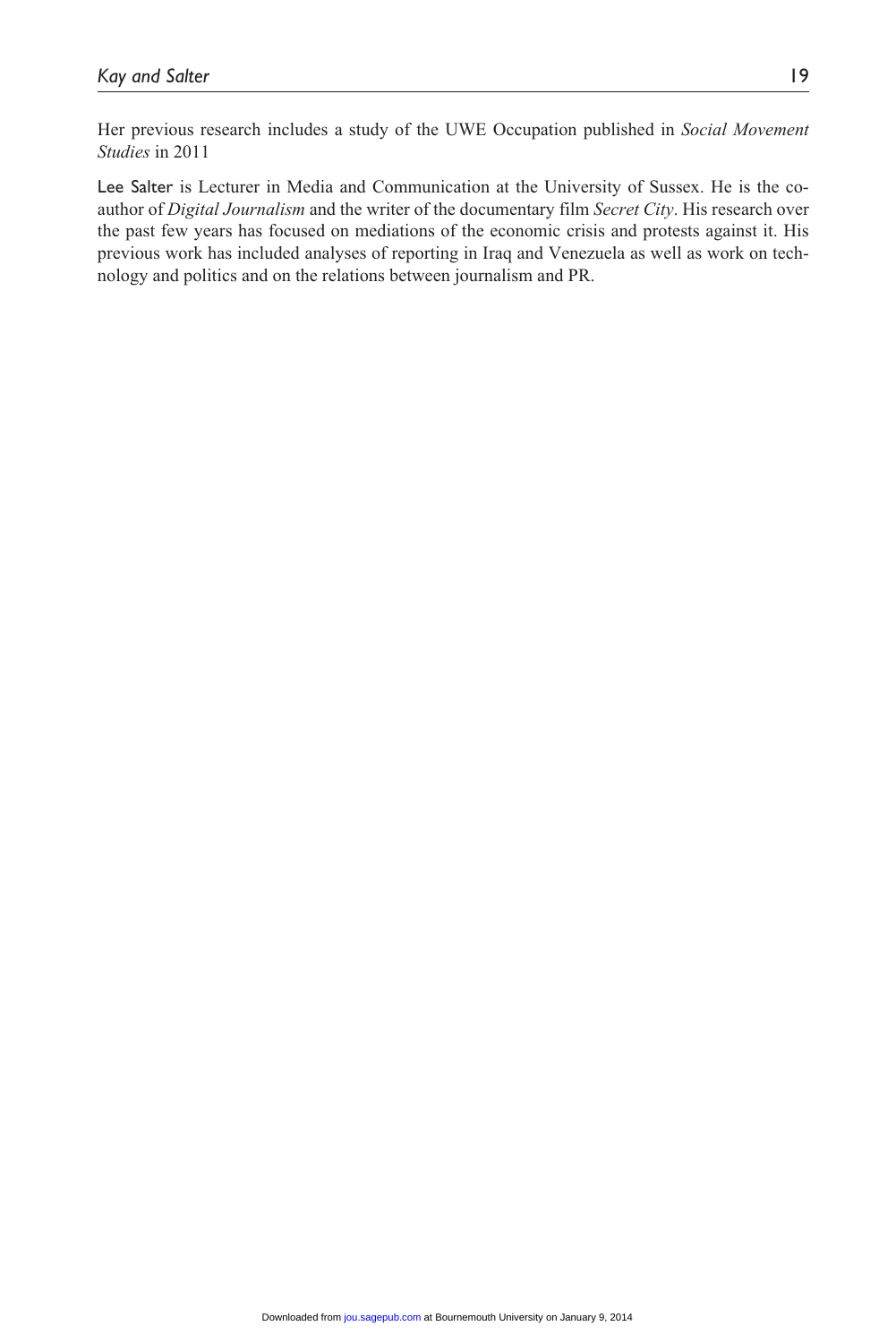Her previous research includes a study of the UWE Occupation published in *Social Movement Studies* in 2011

**Lee Salter** is Lecturer in Media and Communication at the University of Sussex. He is the co-author of *Digital Journalism* and the writer of the documentary film *Secret City*. His research over the past few years has focused on mediations of the economic crisis and protests against it. His previous work has included analyses of reporting in Iraq and Venezuela as well as work on technology and politics and on the relations between journalism and PR.